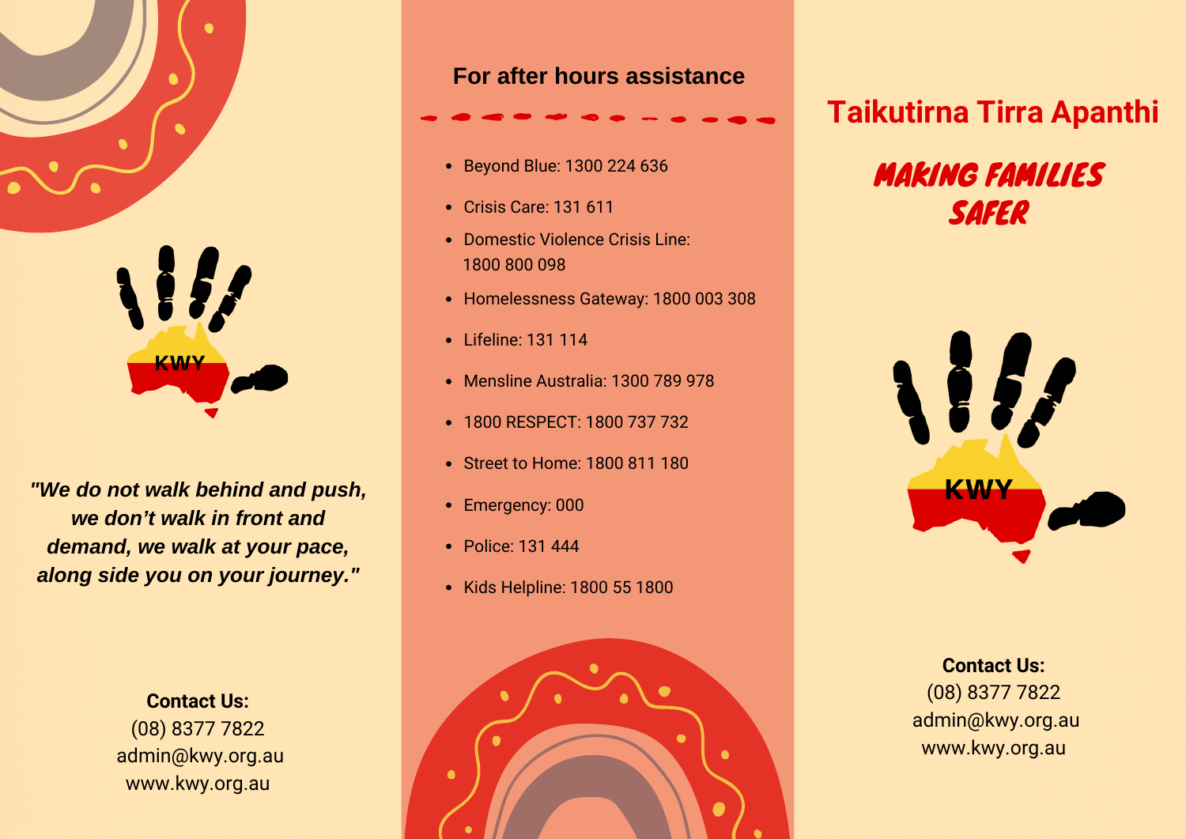"We do not walk behind and push, we don't walk in front and demand, we walk at your pace, along side you on your journey."

**Contact Us:**
(08) 8377 7822
admin@kwy.org.au
www.kwy.org.au

## For after hours assistance

- Beyond Blue: 1300 224 636
- Crisis Care: 131 611
- Domestic Violence Crisis Line: 1800 800 098
- Homelessness Gateway: 1800 003 308
- Lifeline: 131 114
- Mensline Australia: 1300 789 978
- 1800 RESPECT: 1800 737 732
- Street to Home: 1800 811 180
- Emergency: 000
- Police: 131 444
- Kids Helpline: 1800 55 1800

# Taikutirna Tirra Apanthi

## MAKING FAMILIES SAFER

KWY

**Contact Us:**
(08) 8377 7822
admin@kwy.org.au
www.kwy.org.au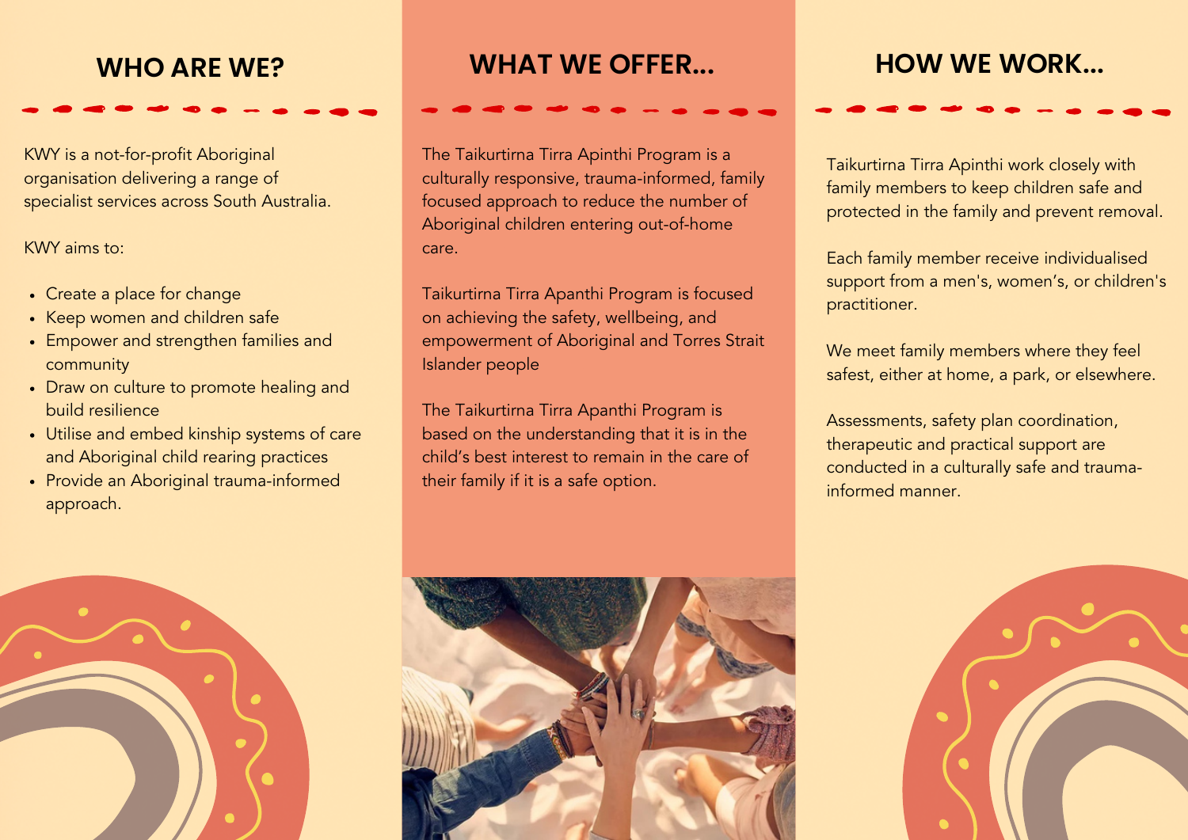## WHO ARE WE?

KWY is a not-for-profit Aboriginal organisation delivering a range of specialist services across South Australia.

KWY aims to:

- Create a place for change
- Keep women and children safe
- Empower and strengthen families and community
- Draw on culture to promote healing and build resilience
- Utilise and embed kinship systems of care and Aboriginal child rearing practices
- Provide an Aboriginal trauma-informed approach.

## WHAT WE OFFER...

The Taikurtirna Tirra Apinthi Program is a culturally responsive, trauma-informed, family focused approach to reduce the number of Aboriginal children entering out-of-home care.

Taikurtirna Tirra Apanthi Program is focused on achieving the safety, wellbeing, and empowerment of Aboriginal and Torres Strait Islander people

The Taikurtirna Tirra Apanthi Program is based on the understanding that it is in the child's best interest to remain in the care of their family if it is a safe option.

## HOW WE WORK...

Taikurtirna Tirra Apinthi work closely with family members to keep children safe and protected in the family and prevent removal.

Each family member receive individualised support from a men's, women's, or children's practitioner.

We meet family members where they feel safest, either at home, a park, or elsewhere.

Assessments, safety plan coordination, therapeutic and practical support are conducted in a culturally safe and trauma-informed manner.